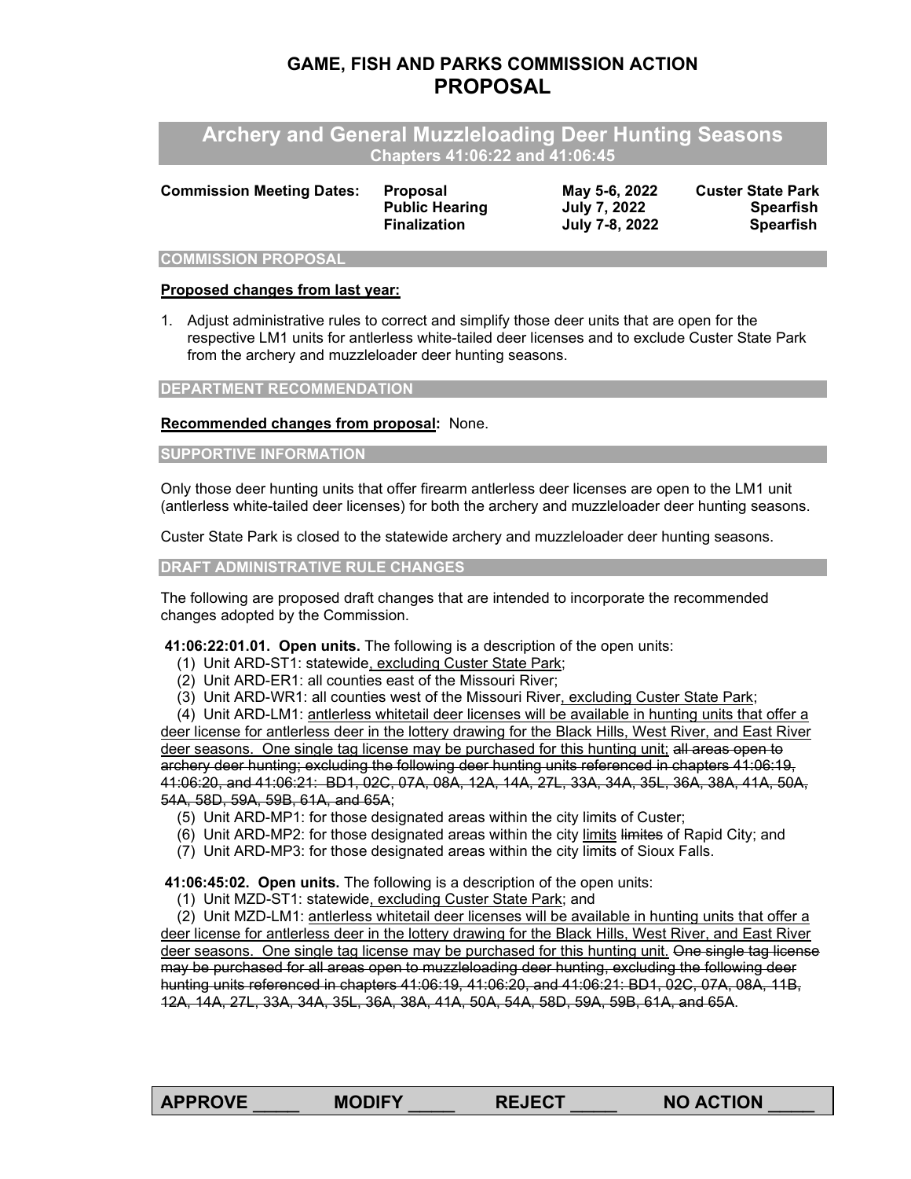# GAME, FISH AND PARKS COMMISSION ACTION
# PROPOSAL

## Archery and General Muzzleloading Deer Hunting Seasons
### Chapters 41:06:22 and 41:06:45

| **Commission Meeting Dates:** | **Proposal** | **May 5-6, 2022** | **Custer State Park** |
|---|---|---|---|
| | **Public Hearing** | **July 7, 2022** | **Spearfish** |
| | **Finalization** | **July 7-8, 2022** | **Spearfish** |

### COMMISSION PROPOSAL

**Proposed changes from last year:**

1. Adjust administrative rules to correct and simplify those deer units that are open for the respective LM1 units for antlerless white-tailed deer licenses and to exclude Custer State Park from the archery and muzzleloader deer hunting seasons.

### DEPARTMENT RECOMMENDATION

**Recommended changes from proposal:** None.

### SUPPORTIVE INFORMATION

Only those deer hunting units that offer firearm antlerless deer licenses are open to the LM1 unit (antlerless white-tailed deer licenses) for both the archery and muzzleloader deer hunting seasons.

Custer State Park is closed to the statewide archery and muzzleloader deer hunting seasons.

### DRAFT ADMINISTRATIVE RULE CHANGES

The following are proposed draft changes that are intended to incorporate the recommended changes adopted by the Commission.

**41:06:22:01.01. Open units.** The following is a description of the open units:

(1) Unit ARD-ST1: statewide<u>, excluding Custer State Park</u>;
(2) Unit ARD-ER1: all counties east of the Missouri River;
(3) Unit ARD-WR1: all counties west of the Missouri River<u>, excluding Custer State Park</u>;
(4) Unit ARD-LM1: <u>antlerless whitetail deer licenses will be available in hunting units that offer a deer license for antlerless deer in the lottery drawing for the Black Hills, West River, and East River deer seasons. One single tag license may be purchased for this hunting unit;</u> ~~all areas open to archery deer hunting; excluding the following deer hunting units referenced in chapters 41:06:19, 41:06:20, and 41:06:21: BD1, 02C, 07A, 08A, 12A, 14A, 27L, 33A, 34A, 35L, 36A, 38A, 41A, 50A, 54A, 58D, 59A, 59B, 61A, and 65A~~;
(5) Unit ARD-MP1: for those designated areas within the city limits of Custer;
(6) Unit ARD-MP2: for those designated areas within the city <u>limits</u> ~~limites~~ of Rapid City; and
(7) Unit ARD-MP3: for those designated areas within the city limits of Sioux Falls.

**41:06:45:02. Open units.** The following is a description of the open units:

(1) Unit MZD-ST1: statewide<u>, excluding Custer State Park</u>; and
(2) Unit MZD-LM1: <u>antlerless whitetail deer licenses will be available in hunting units that offer a deer license for antlerless deer in the lottery drawing for the Black Hills, West River, and East River deer seasons. One single tag license may be purchased for this hunting unit.</u> ~~One single tag license may be purchased for all areas open to muzzleloading deer hunting, excluding the following deer hunting units referenced in chapters 41:06:19, 41:06:20, and 41:06:21: BD1, 02C, 07A, 08A, 11B, 12A, 14A, 27L, 33A, 34A, 35L, 36A, 38A, 41A, 50A, 54A, 58D, 59A, 59B, 61A, and 65A~~.

**APPROVE _____ MODIFY _____ REJECT _____ NO ACTION _____**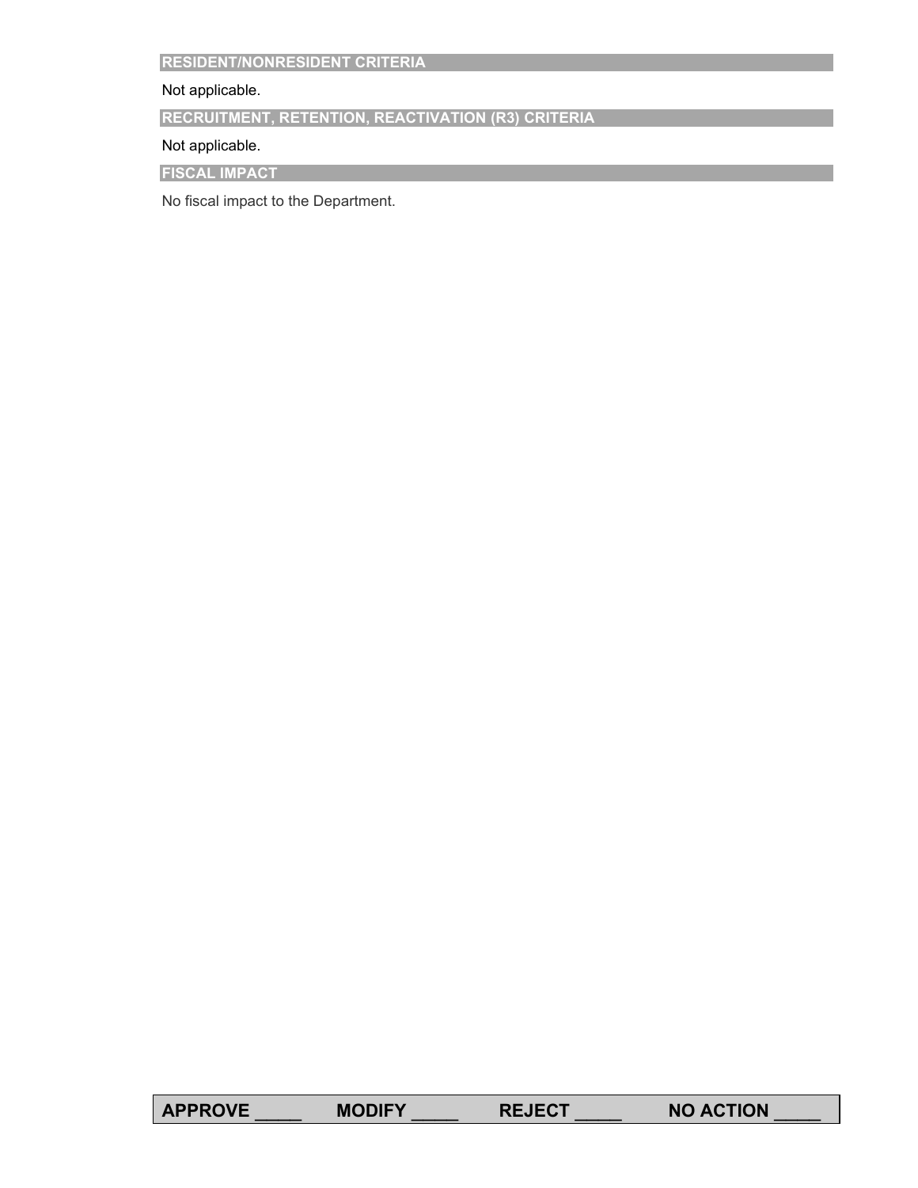## RESIDENT/NONRESIDENT CRITERIA

Not applicable.

## RECRUITMENT, RETENTION, REACTIVATION (R3) CRITERIA

Not applicable.

## FISCAL IMPACT

No fiscal impact to the Department.

**APPROVE _____ MODIFY _____ REJECT _____ NO ACTION _____**